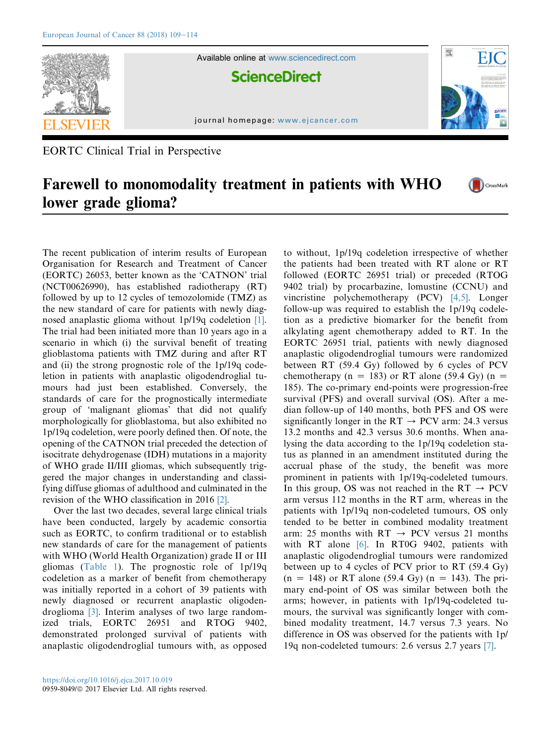EORTC Clinical Trial in Perspective

# Farewell to monomodality treatment in patients with WHO lower grade glioma?

The recent publication of interim results of European Organisation for Research and Treatment of Cancer (EORTC) 26053, better known as the 'CATNON' trial (NCT00626990), has established radiotherapy (RT) followed by up to 12 cycles of temozolomide (TMZ) as the new standard of care for patients with newly diagnosed anaplastic glioma without 1p/19q codeletion [1]. The trial had been initiated more than 10 years ago in a scenario in which (i) the survival benefit of treating glioblastoma patients with TMZ during and after RT and (ii) the strong prognostic role of the 1p/19q codeletion in patients with anaplastic oligodendroglial tumours had just been established. Conversely, the standards of care for the prognostically intermediate group of 'malignant gliomas' that did not qualify morphologically for glioblastoma, but also exhibited no 1p/19q codeletion, were poorly defined then. Of note, the opening of the CATNON trial preceded the detection of isocitrate dehydrogenase (IDH) mutations in a majority of WHO grade II/III gliomas, which subsequently triggered the major changes in understanding and classifying diffuse gliomas of adulthood and culminated in the revision of the WHO classification in 2016 [2].

Over the last two decades, several large clinical trials have been conducted, largely by academic consortia such as EORTC, to confirm traditional or to establish new standards of care for the management of patients with WHO (World Health Organization) grade II or III gliomas (Table 1). The prognostic role of 1p/19q codeletion as a marker of benefit from chemotherapy was initially reported in a cohort of 39 patients with newly diagnosed or recurrent anaplastic oligodendroglioma [3]. Interim analyses of two large randomized trials, EORTC 26951 and RTOG 9402, demonstrated prolonged survival of patients with anaplastic oligodendroglial tumours with, as opposed to without, 1p/19q codeletion irrespective of whether the patients had been treated with RT alone or RT followed (EORTC 26951 trial) or preceded (RTOG 9402 trial) by procarbazine, lomustine (CCNU) and vincristine polychemotherapy (PCV) [4,5]. Longer follow-up was required to establish the 1p/19q codeletion as a predictive biomarker for the benefit from alkylating agent chemotherapy added to RT. In the EORTC 26951 trial, patients with newly diagnosed anaplastic oligodendroglial tumours were randomized between RT (59.4 Gy) followed by 6 cycles of PCV chemotherapy (n = 183) or RT alone (59.4 Gy) (n = 185). The co-primary end-points were progression-free survival (PFS) and overall survival (OS). After a median follow-up of 140 months, both PFS and OS were significantly longer in the RT → PCV arm: 24.3 versus 13.2 months and 42.3 versus 30.6 months. When analysing the data according to the 1p/19q codeletion status as planned in an amendment instituted during the accrual phase of the study, the benefit was more prominent in patients with 1p/19q-codeleted tumours. In this group, OS was not reached in the RT → PCV arm versus 112 months in the RT arm, whereas in the patients with 1p/19q non-codeleted tumours, OS only tended to be better in combined modality treatment arm: 25 months with RT → PCV versus 21 months with RT alone [6]. In RT0G 9402, patients with anaplastic oligodendroglial tumours were randomized between up to 4 cycles of PCV prior to RT (59.4 Gy) (n = 148) or RT alone (59.4 Gy) (n = 143). The primary end-point of OS was similar between both the arms; however, in patients with 1p/19q-codeleted tumours, the survival was significantly longer with combined modality treatment, 14.7 versus 7.3 years. No difference in OS was observed for the patients with 1p/19q non-codeleted tumours: 2.6 versus 2.7 years [7].

https://doi.org/10.1016/j.ejca.2017.10.019
0959-8049/© 2017 Elsevier Ltd. All rights reserved.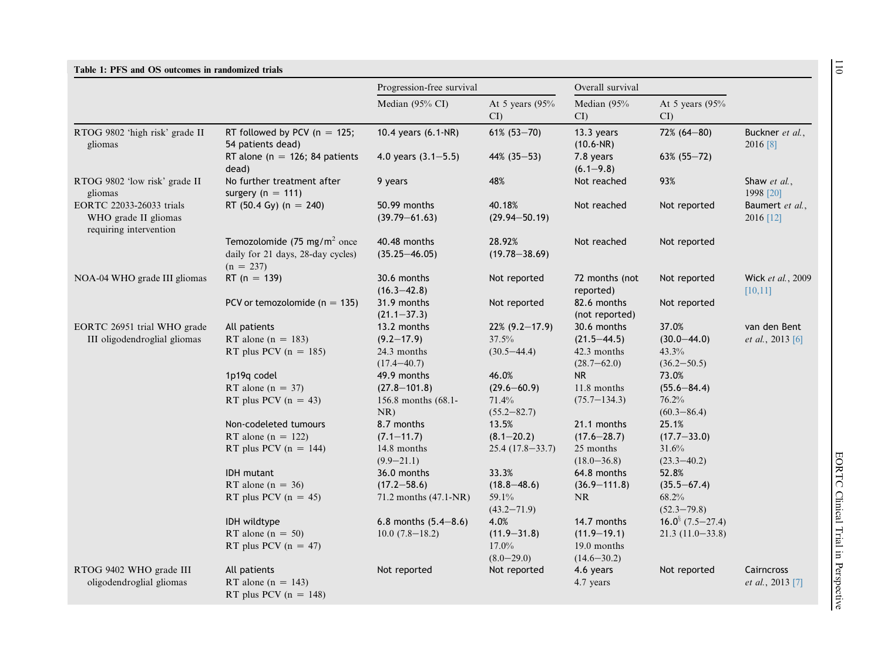**Table 1: PFS and OS outcomes in randomized trials**

| | | Progression-free survival | | Overall survival | | |
|---|---|---|---|---|---|---|
| | | Median (95% CI) | At 5 years (95% CI) | Median (95% CI) | At 5 years (95% CI) | |
| RTOG 9802 ‘high risk’ grade II gliomas | RT followed by PCV (n = 125; 54 patients dead) | 10.4 years (6.1-NR) | 61% (53–70) | 13.3 years (10.6-NR) | 72% (64–80) | Buckner *et al.*, 2016 [8] |
| | RT alone (n = 126; 84 patients dead) | 4.0 years (3.1–5.5) | 44% (35–53) | 7.8 years (6.1–9.8) | 63% (55–72) | |
| RTOG 9802 ‘low risk’ grade II gliomas | No further treatment after surgery (n = 111) | 9 years | 48% | Not reached | 93% | Shaw *et al.*, 1998 [20] |
| EORTC 22033-26033 trials WHO grade II gliomas requiring intervention | RT (50.4 Gy) (n = 240) | 50.99 months (39.79–61.63) | 40.18% (29.94–50.19) | Not reached | Not reported | Baumert *et al.*, 2016 [12] |
| | Temozolomide (75 mg/m$^2$ once daily for 21 days, 28-day cycles) (n = 237) | 40.48 months (35.25–46.05) | 28.92% (19.78–38.69) | Not reached | Not reported | |
| NOA-04 WHO grade III gliomas | RT (n = 139) | 30.6 months (16.3–42.8) | Not reported | 72 months (not reported) | Not reported | Wick *et al.*, 2009 [10,11] |
| | PCV or temozolomide (n = 135) | 31.9 months (21.1–37.3) | Not reported | 82.6 months (not reported) | Not reported | |
| EORTC 26951 trial WHO grade III oligodendroglial gliomas | All patients<br>RT alone (n = 183)<br>RT plus PCV (n = 185) | 13.2 months (9.2–17.9)<br>24.3 months (17.4–40.7) | 22% (9.2–17.9)<br>37.5% (30.5–44.4) | 30.6 months (21.5–44.5)<br>42.3 months (28.7–62.0) | 37.0% (30.0–44.0)<br>43.3% (36.2–50.5) | van den Bent *et al.*, 2013 [6] |
| | 1p19q codel<br>RT alone (n = 37)<br>RT plus PCV (n = 43) | 49.9 months (27.8–101.8)<br>156.8 months (68.1-NR) | 46.0% (29.6–60.9)<br>71.4% (55.2–82.7) | NR<br>11.8 months (75.7–134.3) | 73.0% (55.6–84.4)<br>76.2% (60.3–86.4) | |
| | Non-codeleted tumours<br>RT alone (n = 122)<br>RT plus PCV (n = 144) | 8.7 months (7.1–11.7)<br>14.8 months (9.9–21.1) | 13.5% (8.1–20.2)<br>25.4 (17.8–33.7) | 21.1 months (17.6–28.7)<br>25 months (18.0–36.8) | 25.1% (17.7–33.0)<br>31.6% (23.3–40.2) | |
| | IDH mutant<br>RT alone (n = 36)<br>RT plus PCV (n = 45) | 36.0 months (17.2–58.6)<br>71.2 months (47.1-NR) | 33.3% (18.8–48.6)<br>59.1% (43.2–71.9) | 64.8 months (36.9–111.8)<br>NR | 52.8% (35.5–67.4)<br>68.2% (52.3–79.8) | |
| | IDH wildtype<br>RT alone (n = 50)<br>RT plus PCV (n = 47) | 6.8 months (5.4–8.6)<br>10.0 (7.8–18.2) | 4.0% (11.9–31.8)<br>17.0% (8.0–29.0) | 14.7 months (11.9–19.1)<br>19.0 months (14.6–30.2) | 16.0[§] (7.5–27.4)<br>21.3 (11.0–33.8) | |
| RTOG 9402 WHO grade III oligodendroglial gliomas | All patients<br>RT alone (n = 143)<br>RT plus PCV (n = 148) | Not reported | Not reported | 4.6 years<br>4.7 years | Not reported | Cairncross *et al.*, 2013 [7] |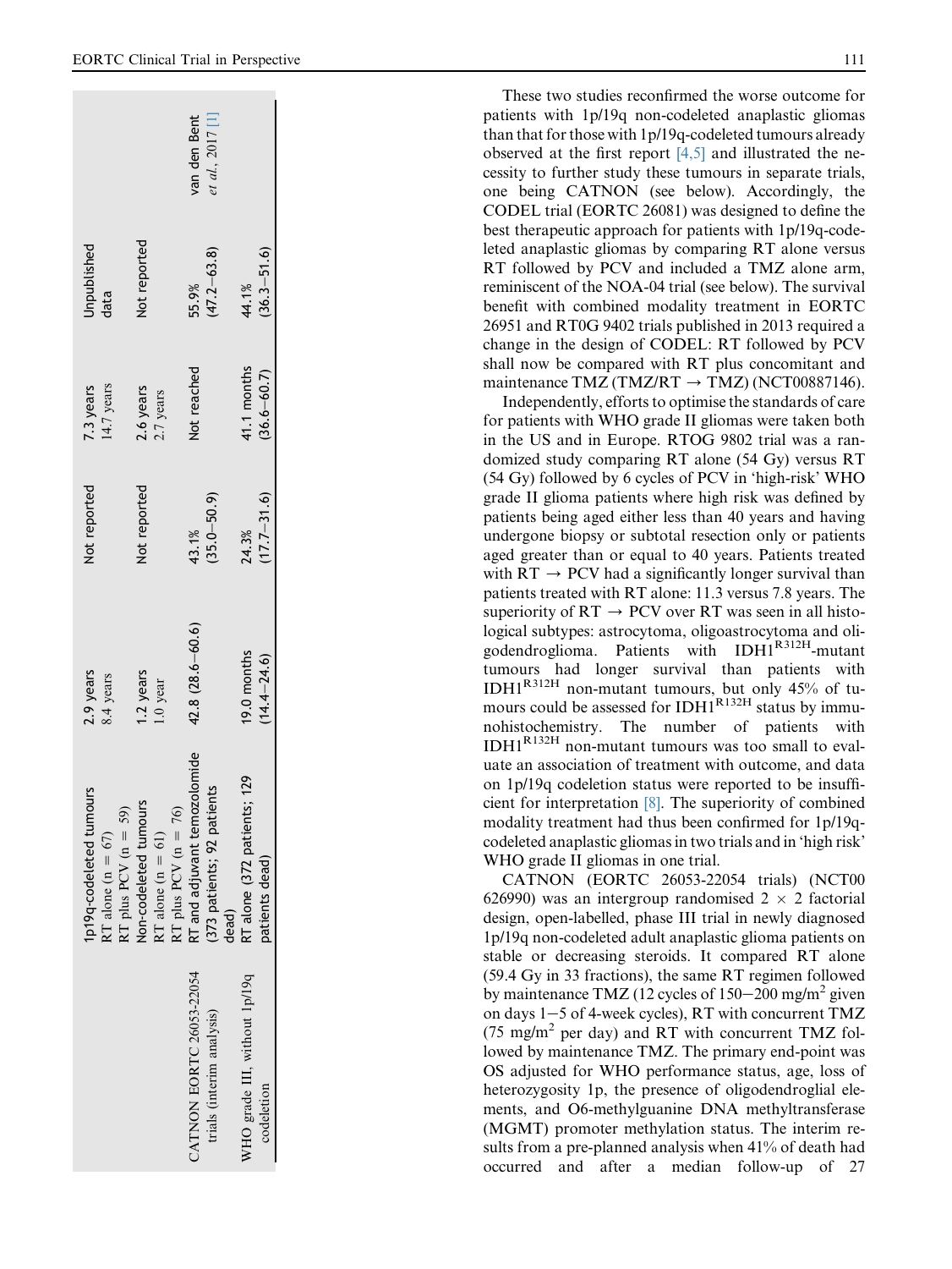| | | | | | | |
|---|---|---|---|---|---|---|
| | 1p19q-codeleted tumours<br>RT alone (n = 67)<br>RT plus PCV (n = 59) | 2.9 years<br>8.4 years | Not reported | 7.3 years<br>14.7 years | Unpublished data | |
| | Non-codeleted tumours<br>RT alone (n = 61)<br>RT plus PCV (n = 76) | 1.2 years<br>1.0 year | Not reported | 2.6 years<br>2.7 years | Not reported | |
| CATNON EORTC 26053-22054 trials (interim analysis) | RT and adjuvant temozolomide (373 patients; 92 patients dead) | 42.8 (28.6–60.6) | 43.1% (35.0–50.9) | Not reached | 55.9% (47.2–63.8) | van den Bent *et al.*, 2017 [1] |
| WHO grade III, without 1p/19q codeletion | RT alone (372 patients; 129 patients dead) | 19.0 months (14.4–24.6) | 24.3% (17.7–31.6) | 41.1 months (36.6–60.7) | 44.1% (36.3–51.6) | |

These two studies reconfirmed the worse outcome for patients with 1p/19q non-codeleted anaplastic gliomas than that for those with 1p/19q-codeleted tumours already observed at the first report [4,5] and illustrated the necessity to further study these tumours in separate trials, one being CATNON (see below). Accordingly, the CODEL trial (EORTC 26081) was designed to define the best therapeutic approach for patients with 1p/19q-codeleted anaplastic gliomas by comparing RT alone versus RT followed by PCV and included a TMZ alone arm, reminiscent of the NOA-04 trial (see below). The survival benefit with combined modality treatment in EORTC 26951 and RT0G 9402 trials published in 2013 required a change in the design of CODEL: RT followed by PCV shall now be compared with RT plus concomitant and maintenance TMZ (TMZ/RT → TMZ) (NCT00887146).

Independently, efforts to optimise the standards of care for patients with WHO grade II gliomas were taken both in the US and in Europe. RTOG 9802 trial was a randomized study comparing RT alone (54 Gy) versus RT (54 Gy) followed by 6 cycles of PCV in 'high-risk' WHO grade II glioma patients where high risk was defined by patients being aged either less than 40 years and having undergone biopsy or subtotal resection only or patients aged greater than or equal to 40 years. Patients treated with RT → PCV had a significantly longer survival than patients treated with RT alone: 11.3 versus 7.8 years. The superiority of RT → PCV over RT was seen in all histological subtypes: astrocytoma, oligoastrocytoma and oligodendroglioma. Patients with IDH1$^{R312H}$-mutant tumours had longer survival than patients with IDH1$^{R132H}$ non-mutant tumours, but only 45% of tumours could be assessed for IDH1$^{R132H}$ status by immunohistochemistry. The number of patients with IDH1$^{R132H}$ non-mutant tumours was too small to evaluate an association of treatment with outcome, and data on 1p/19q codeletion status were reported to be insufficient for interpretation [8]. The superiority of combined modality treatment had thus been confirmed for 1p/19q-codeleted anaplastic gliomas in two trials and in 'high risk' WHO grade II gliomas in one trial.

CATNON (EORTC 26053-22054 trials) (NCT00626990) was an intergroup randomised 2 × 2 factorial design, open-labelled, phase III trial in newly diagnosed 1p/19q non-codeleted adult anaplastic glioma patients on stable or decreasing steroids. It compared RT alone (59.4 Gy in 33 fractions), the same RT regimen followed by maintenance TMZ (12 cycles of 150–200 mg/m$^2$ given on days 1–5 of 4-week cycles), RT with concurrent TMZ (75 mg/m$^2$ per day) and RT with concurrent TMZ followed by maintenance TMZ. The primary end-point was OS adjusted for WHO performance status, age, loss of heterozygosity 1p, the presence of oligodendroglial elements, and O6-methylguanine DNA methyltransferase (MGMT) promoter methylation status. The interim results from a pre-planned analysis when 41% of death had occurred and after a median follow-up of 27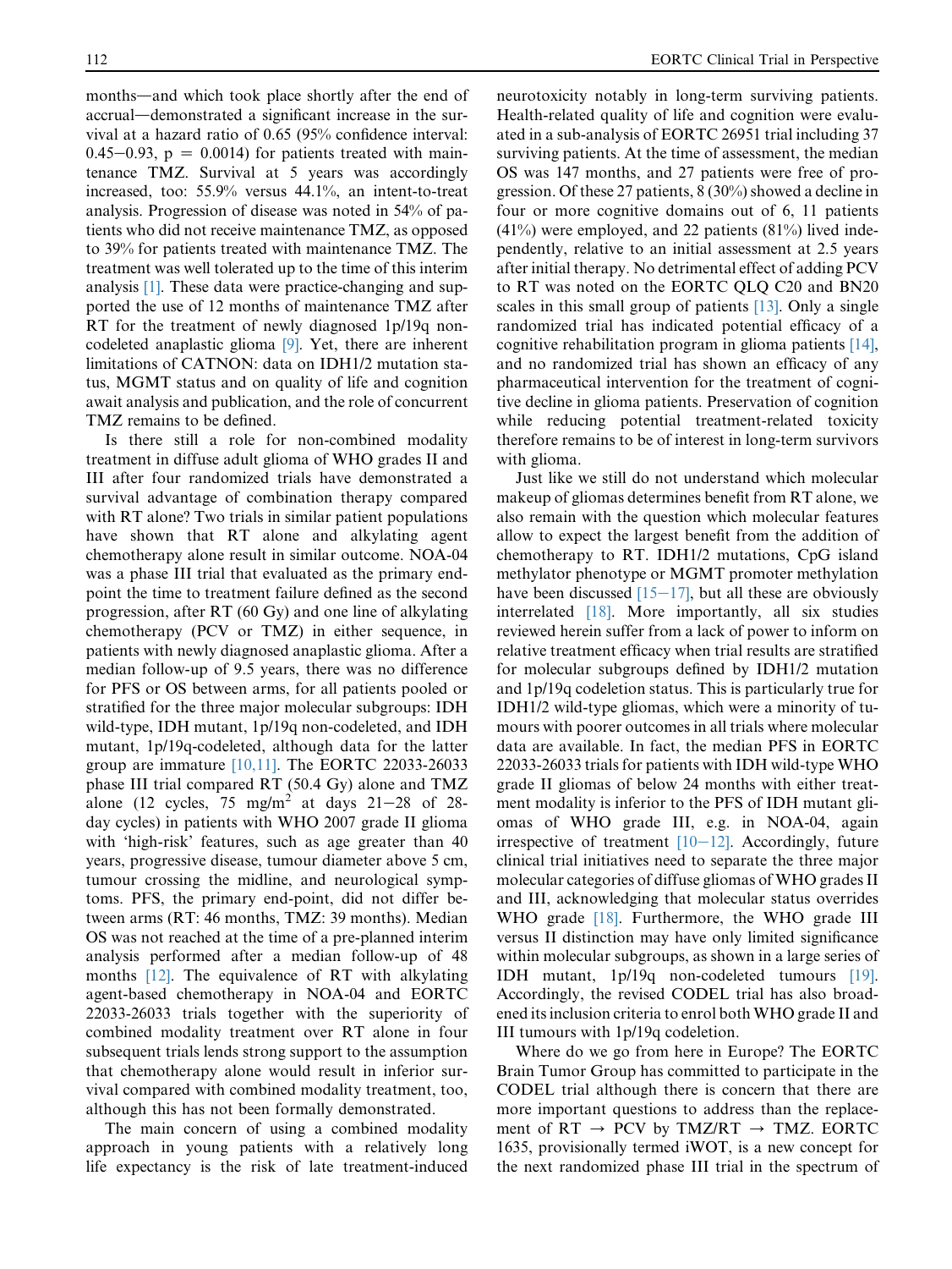months—and which took place shortly after the end of accrual—demonstrated a significant increase in the survival at a hazard ratio of 0.65 (95% confidence interval: 0.45−0.93, p = 0.0014) for patients treated with maintenance TMZ. Survival at 5 years was accordingly increased, too: 55.9% versus 44.1%, an intent-to-treat analysis. Progression of disease was noted in 54% of patients who did not receive maintenance TMZ, as opposed to 39% for patients treated with maintenance TMZ. The treatment was well tolerated up to the time of this interim analysis [1]. These data were practice-changing and supported the use of 12 months of maintenance TMZ after RT for the treatment of newly diagnosed 1p/19q non-codeleted anaplastic glioma [9]. Yet, there are inherent limitations of CATNON: data on IDH1/2 mutation status, MGMT status and on quality of life and cognition await analysis and publication, and the role of concurrent TMZ remains to be defined.

Is there still a role for non-combined modality treatment in diffuse adult glioma of WHO grades II and III after four randomized trials have demonstrated a survival advantage of combination therapy compared with RT alone? Two trials in similar patient populations have shown that RT alone and alkylating agent chemotherapy alone result in similar outcome. NOA-04 was a phase III trial that evaluated as the primary endpoint the time to treatment failure defined as the second progression, after RT (60 Gy) and one line of alkylating chemotherapy (PCV or TMZ) in either sequence, in patients with newly diagnosed anaplastic glioma. After a median follow-up of 9.5 years, there was no difference for PFS or OS between arms, for all patients pooled or stratified for the three major molecular subgroups: IDH wild-type, IDH mutant, 1p/19q non-codeleted, and IDH mutant, 1p/19q-codeleted, although data for the latter group are immature [10,11]. The EORTC 22033-26033 phase III trial compared RT (50.4 Gy) alone and TMZ alone (12 cycles, 75 mg/m$^2$ at days 21−28 of 28-day cycles) in patients with WHO 2007 grade II glioma with 'high-risk' features, such as age greater than 40 years, progressive disease, tumour diameter above 5 cm, tumour crossing the midline, and neurological symptoms. PFS, the primary end-point, did not differ between arms (RT: 46 months, TMZ: 39 months). Median OS was not reached at the time of a pre-planned interim analysis performed after a median follow-up of 48 months [12]. The equivalence of RT with alkylating agent-based chemotherapy in NOA-04 and EORTC 22033-26033 trials together with the superiority of combined modality treatment over RT alone in four subsequent trials lends strong support to the assumption that chemotherapy alone would result in inferior survival compared with combined modality treatment, too, although this has not been formally demonstrated.

The main concern of using a combined modality approach in young patients with a relatively long life expectancy is the risk of late treatment-induced neurotoxicity notably in long-term surviving patients. Health-related quality of life and cognition were evaluated in a sub-analysis of EORTC 26951 trial including 37 surviving patients. At the time of assessment, the median OS was 147 months, and 27 patients were free of progression. Of these 27 patients, 8 (30%) showed a decline in four or more cognitive domains out of 6, 11 patients (41%) were employed, and 22 patients (81%) lived independently, relative to an initial assessment at 2.5 years after initial therapy. No detrimental effect of adding PCV to RT was noted on the EORTC QLQ C20 and BN20 scales in this small group of patients [13]. Only a single randomized trial has indicated potential efficacy of a cognitive rehabilitation program in glioma patients [14], and no randomized trial has shown an efficacy of any pharmaceutical intervention for the treatment of cognitive decline in glioma patients. Preservation of cognition while reducing potential treatment-related toxicity therefore remains to be of interest in long-term survivors with glioma.

Just like we still do not understand which molecular makeup of gliomas determines benefit from RT alone, we also remain with the question which molecular features allow to expect the largest benefit from the addition of chemotherapy to RT. IDH1/2 mutations, CpG island methylator phenotype or MGMT promoter methylation have been discussed [15−17], but all these are obviously interrelated [18]. More importantly, all six studies reviewed herein suffer from a lack of power to inform on relative treatment efficacy when trial results are stratified for molecular subgroups defined by IDH1/2 mutation and 1p/19q codeletion status. This is particularly true for IDH1/2 wild-type gliomas, which were a minority of tumours with poorer outcomes in all trials where molecular data are available. In fact, the median PFS in EORTC 22033-26033 trials for patients with IDH wild-type WHO grade II gliomas of below 24 months with either treatment modality is inferior to the PFS of IDH mutant gliomas of WHO grade III, e.g. in NOA-04, again irrespective of treatment [10−12]. Accordingly, future clinical trial initiatives need to separate the three major molecular categories of diffuse gliomas of WHO grades II and III, acknowledging that molecular status overrides WHO grade [18]. Furthermore, the WHO grade III versus II distinction may have only limited significance within molecular subgroups, as shown in a large series of IDH mutant, 1p/19q non-codeleted tumours [19]. Accordingly, the revised CODEL trial has also broadened its inclusion criteria to enrol both WHO grade II and III tumours with 1p/19q codeletion.

Where do we go from here in Europe? The EORTC Brain Tumor Group has committed to participate in the CODEL trial although there is concern that there are more important questions to address than the replacement of RT → PCV by TMZ/RT → TMZ. EORTC 1635, provisionally termed iWOT, is a new concept for the next randomized phase III trial in the spectrum of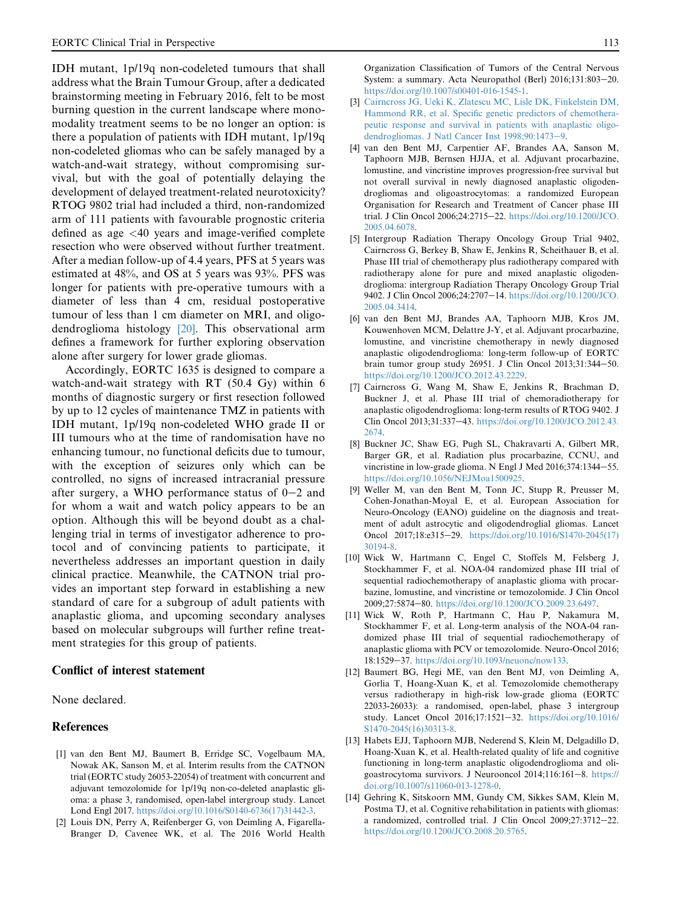IDH mutant, 1p/19q non-codeleted tumours that shall address what the Brain Tumour Group, after a dedicated brainstorming meeting in February 2016, felt to be most burning question in the current landscape where monomodality treatment seems to be no longer an option: is there a population of patients with IDH mutant, 1p/19q non-codeleted gliomas who can be safely managed by a watch-and-wait strategy, without compromising survival, but with the goal of potentially delaying the development of delayed treatment-related neurotoxicity? RTOG 9802 trial had included a third, non-randomized arm of 111 patients with favourable prognostic criteria defined as age <40 years and image-verified complete resection who were observed without further treatment. After a median follow-up of 4.4 years, PFS at 5 years was estimated at 48%, and OS at 5 years was 93%. PFS was longer for patients with pre-operative tumours with a diameter of less than 4 cm, residual postoperative tumour of less than 1 cm diameter on MRI, and oligodendroglioma histology [20]. This observational arm defines a framework for further exploring observation alone after surgery for lower grade gliomas.

Accordingly, EORTC 1635 is designed to compare a watch-and-wait strategy with RT (50.4 Gy) within 6 months of diagnostic surgery or first resection followed by up to 12 cycles of maintenance TMZ in patients with IDH mutant, 1p/19q non-codeleted WHO grade II or III tumours who at the time of randomisation have no enhancing tumour, no functional deficits due to tumour, with the exception of seizures only which can be controlled, no signs of increased intracranial pressure after surgery, a WHO performance status of 0–2 and for whom a wait and watch policy appears to be an option. Although this will be beyond doubt as a challenging trial in terms of investigator adherence to protocol and of convincing patients to participate, it nevertheless addresses an important question in daily clinical practice. Meanwhile, the CATNON trial provides an important step forward in establishing a new standard of care for a subgroup of adult patients with anaplastic glioma, and upcoming secondary analyses based on molecular subgroups will further refine treatment strategies for this group of patients.

## Conflict of interest statement

None declared.

## References

[1] van den Bent MJ, Baumert B, Erridge SC, Vogelbaum MA, Nowak AK, Sanson M, et al. Interim results from the CATNON trial (EORTC study 26053-22054) of treatment with concurrent and adjuvant temozolomide for 1p/19q non-co-deleted anaplastic glioma: a phase 3, randomised, open-label intergroup study. Lancet Lond Engl 2017. https://doi.org/10.1016/S0140-6736(17)31442-3.

[2] Louis DN, Perry A, Reifenberger G, von Deimling A, Figarella-Branger D, Cavenee WK, et al. The 2016 World Health Organization Classification of Tumors of the Central Nervous System: a summary. Acta Neuropathol (Berl) 2016;131:803–20. https://doi.org/10.1007/s00401-016-1545-1.

[3] Cairncross JG, Ueki K, Zlatescu MC, Lisle DK, Finkelstein DM, Hammond RR, et al. Specific genetic predictors of chemotherapeutic response and survival in patients with anaplastic oligodendrogliomas. J Natl Cancer Inst 1998;90:1473–9.

[4] van den Bent MJ, Carpentier AF, Brandes AA, Sanson M, Taphoorn MJB, Bernsen HJJA, et al. Adjuvant procarbazine, lomustine, and vincristine improves progression-free survival but not overall survival in newly diagnosed anaplastic oligodendrogliomas and oligoastrocytomas: a randomized European Organisation for Research and Treatment of Cancer phase III trial. J Clin Oncol 2006;24:2715–22. https://doi.org/10.1200/JCO.2005.04.6078.

[5] Intergroup Radiation Therapy Oncology Group Trial 9402, Cairncross G, Berkey B, Shaw E, Jenkins R, Scheithauer B, et al. Phase III trial of chemotherapy plus radiotherapy compared with radiotherapy alone for pure and mixed anaplastic oligodendroglioma: intergroup Radiation Therapy Oncology Group Trial 9402. J Clin Oncol 2006;24:2707–14. https://doi.org/10.1200/JCO.2005.04.3414.

[6] van den Bent MJ, Brandes AA, Taphoorn MJB, Kros JM, Kouwenhoven MCM, Delattre J-Y, et al. Adjuvant procarbazine, lomustine, and vincristine chemotherapy in newly diagnosed anaplastic oligodendroglioma: long-term follow-up of EORTC brain tumor group study 26951. J Clin Oncol 2013;31:344–50. https://doi.org/10.1200/JCO.2012.43.2229.

[7] Cairncross G, Wang M, Shaw E, Jenkins R, Brachman D, Buckner J, et al. Phase III trial of chemoradiotherapy for anaplastic oligodendroglioma: long-term results of RTOG 9402. J Clin Oncol 2013;31:337–43. https://doi.org/10.1200/JCO.2012.43.2674.

[8] Buckner JC, Shaw EG, Pugh SL, Chakravarti A, Gilbert MR, Barger GR, et al. Radiation plus procarbazine, CCNU, and vincristine in low-grade glioma. N Engl J Med 2016;374:1344–55. https://doi.org/10.1056/NEJMoa1500925.

[9] Weller M, van den Bent M, Tonn JC, Stupp R, Preusser M, Cohen-Jonathan-Moyal E, et al. European Association for Neuro-Oncology (EANO) guideline on the diagnosis and treatment of adult astrocytic and oligodendroglial gliomas. Lancet Oncol 2017;18:e315–29. https://doi.org/10.1016/S1470-2045(17)30194-8.

[10] Wick W, Hartmann C, Engel C, Stoffels M, Felsberg J, Stockhammer F, et al. NOA-04 randomized phase III trial of sequential radiochemotherapy of anaplastic glioma with procarbazine, lomustine, and vincristine or temozolomide. J Clin Oncol 2009;27:5874–80. https://doi.org/10.1200/JCO.2009.23.6497.

[11] Wick W, Roth P, Hartmann C, Hau P, Nakamura M, Stockhammer F, et al. Long-term analysis of the NOA-04 randomized phase III trial of sequential radiochemotherapy of anaplastic glioma with PCV or temozolomide. Neuro-Oncol 2016;18:1529–37. https://doi.org/10.1093/neuonc/now133.

[12] Baumert BG, Hegi ME, van den Bent MJ, von Deimling A, Gorlia T, Hoang-Xuan K, et al. Temozolomide chemotherapy versus radiotherapy in high-risk low-grade glioma (EORTC 22033-26033): a randomised, open-label, phase 3 intergroup study. Lancet Oncol 2016;17:1521–32. https://doi.org/10.1016/S1470-2045(16)30313-8.

[13] Habets EJJ, Taphoorn MJB, Nederend S, Klein M, Delgadillo D, Hoang-Xuan K, et al. Health-related quality of life and cognitive functioning in long-term anaplastic oligodendroglioma and oligoastrocytoma survivors. J Neurooncol 2014;116:161–8. https://doi.org/10.1007/s11060-013-1278-0.

[14] Gehring K, Sitskoorn MM, Gundy CM, Sikkes SAM, Klein M, Postma TJ, et al. Cognitive rehabilitation in patients with gliomas: a randomized, controlled trial. J Clin Oncol 2009;27:3712–22. https://doi.org/10.1200/JCO.2008.20.5765.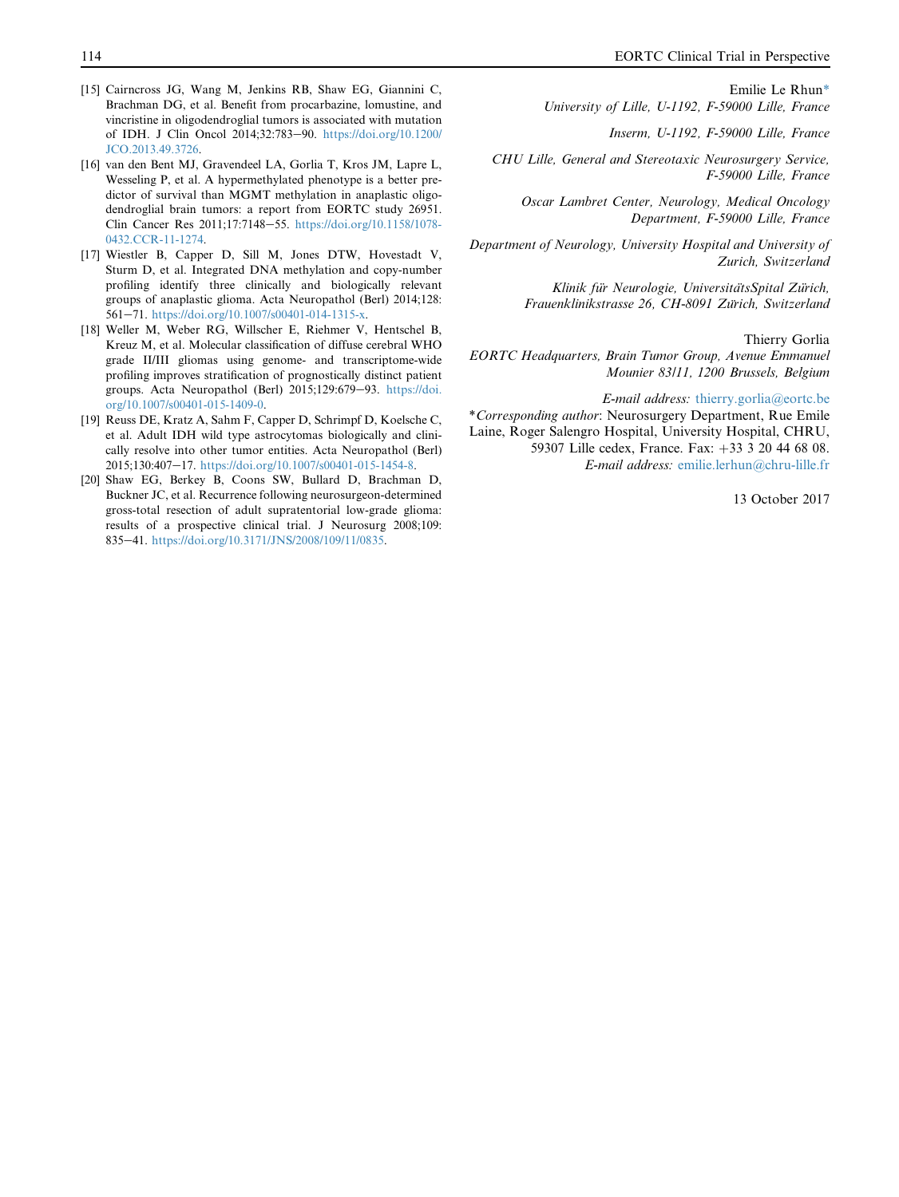[15] Cairncross JG, Wang M, Jenkins RB, Shaw EG, Giannini C, Brachman DG, et al. Benefit from procarbazine, lomustine, and vincristine in oligodendroglial tumors is associated with mutation of IDH. J Clin Oncol 2014;32:783–90. https://doi.org/10.1200/JCO.2013.49.3726.

[16] van den Bent MJ, Gravendeel LA, Gorlia T, Kros JM, Lapre L, Wesseling P, et al. A hypermethylated phenotype is a better predictor of survival than MGMT methylation in anaplastic oligodendroglial brain tumors: a report from EORTC study 26951. Clin Cancer Res 2011;17:7148–55. https://doi.org/10.1158/1078-0432.CCR-11-1274.

[17] Wiestler B, Capper D, Sill M, Jones DTW, Hovestadt V, Sturm D, et al. Integrated DNA methylation and copy-number profiling identify three clinically and biologically relevant groups of anaplastic glioma. Acta Neuropathol (Berl) 2014;128:561–71. https://doi.org/10.1007/s00401-014-1315-x.

[18] Weller M, Weber RG, Willscher E, Riehmer V, Hentschel B, Kreuz M, et al. Molecular classification of diffuse cerebral WHO grade II/III gliomas using genome- and transcriptome-wide profiling improves stratification of prognostically distinct patient groups. Acta Neuropathol (Berl) 2015;129:679–93. https://doi.org/10.1007/s00401-015-1409-0.

[19] Reuss DE, Kratz A, Sahm F, Capper D, Schrimpf D, Koelsche C, et al. Adult IDH wild type astrocytomas biologically and clinically resolve into other tumor entities. Acta Neuropathol (Berl) 2015;130:407–17. https://doi.org/10.1007/s00401-015-1454-8.

[20] Shaw EG, Berkey B, Coons SW, Bullard D, Brachman D, Buckner JC, et al. Recurrence following neurosurgeon-determined gross-total resection of adult supratentorial low-grade glioma: results of a prospective clinical trial. J Neurosurg 2008;109:835–41. https://doi.org/10.3171/JNS/2008/109/11/0835.

Emilie Le Rhun*
*University of Lille, U-1192, F-59000 Lille, France*

*Inserm, U-1192, F-59000 Lille, France*

*CHU Lille, General and Stereotaxic Neurosurgery Service, F-59000 Lille, France*

*Oscar Lambret Center, Neurology, Medical Oncology Department, F-59000 Lille, France*

*Department of Neurology, University Hospital and University of Zurich, Switzerland*

*Klinik für Neurologie, UniversitätsSpital Zürich, Frauenklinikstrasse 26, CH-8091 Zürich, Switzerland*

Thierry Gorlia
*EORTC Headquarters, Brain Tumor Group, Avenue Emmanuel Mounier 83/11, 1200 Brussels, Belgium*

*E-mail address:* thierry.gorlia@eortc.be

\**Corresponding author*: Neurosurgery Department, Rue Emile Laine, Roger Salengro Hospital, University Hospital, CHRU, 59307 Lille cedex, France. Fax: +33 3 20 44 68 08.
*E-mail address:* emilie.lerhun@chru-lille.fr

13 October 2017